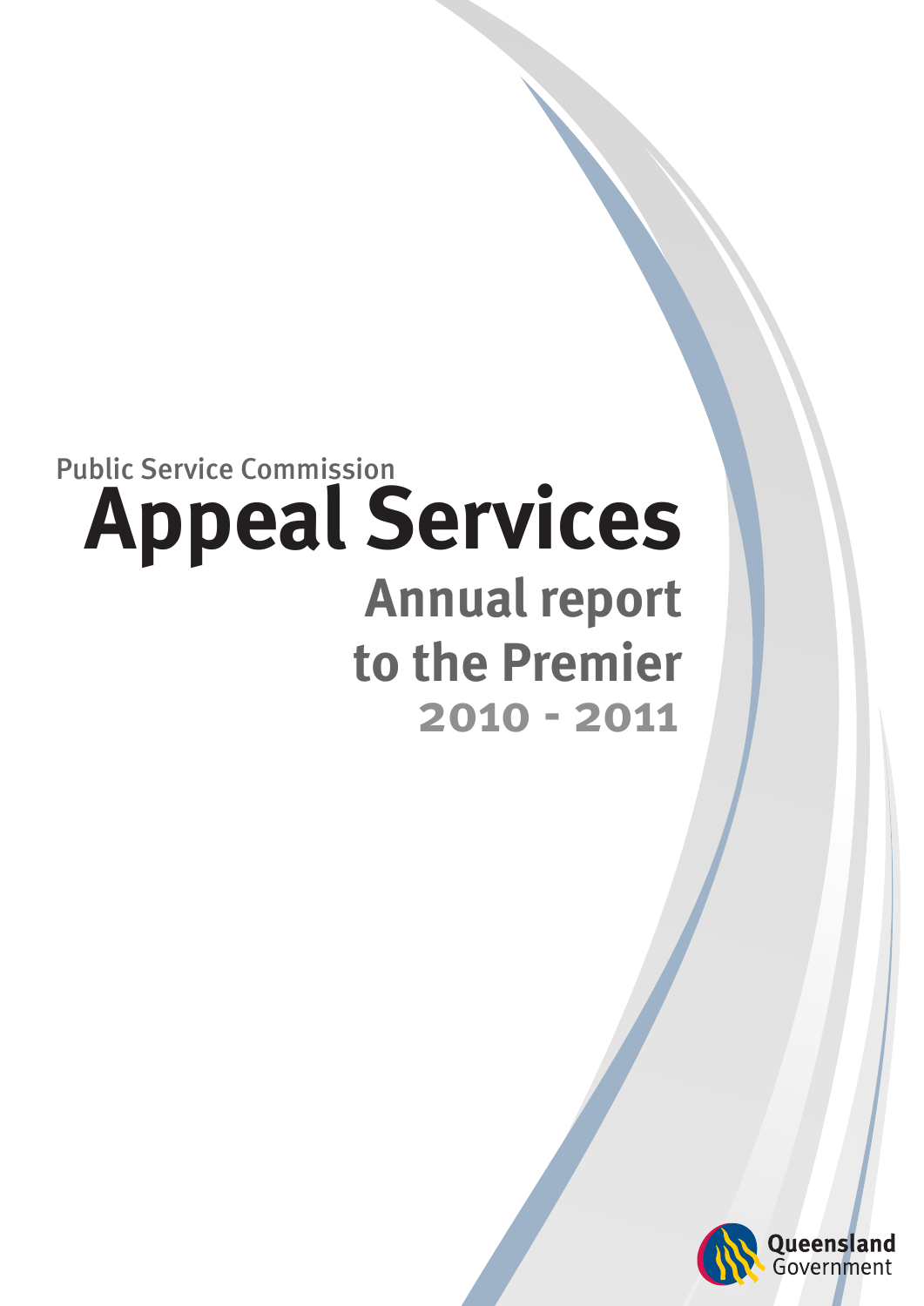Public Service Commission

# Appeal Services

## Annual report to the Premier

### 2010 - 2011

Queensland Government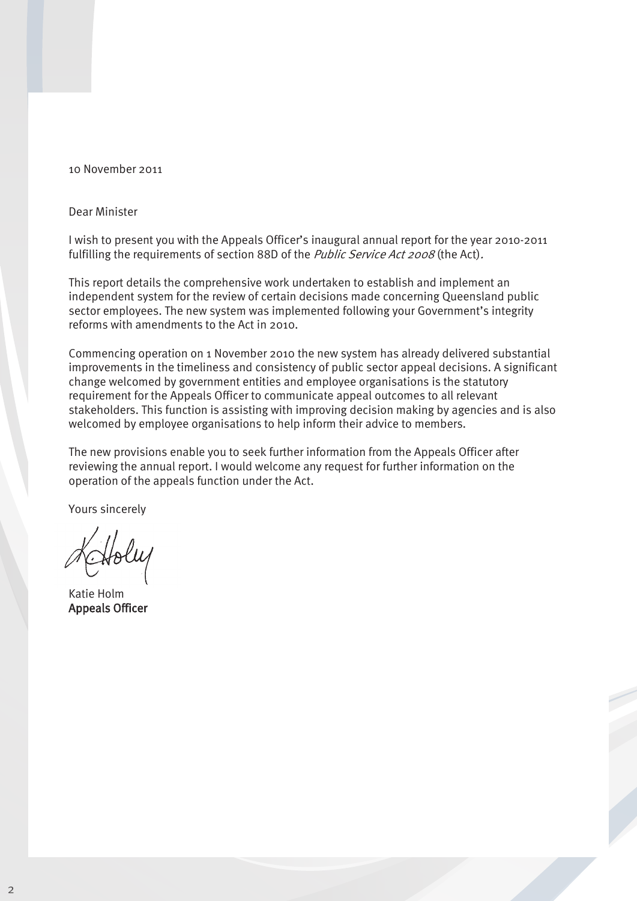10 November 2011

Dear Minister

I wish to present you with the Appeals Officer's inaugural annual report for the year 2010-2011 fulfilling the requirements of section 88D of the *Public Service Act 2008* (the Act).

This report details the comprehensive work undertaken to establish and implement an independent system for the review of certain decisions made concerning Queensland public sector employees. The new system was implemented following your Government's integrity reforms with amendments to the Act in 2010.

Commencing operation on 1 November 2010 the new system has already delivered substantial improvements in the timeliness and consistency of public sector appeal decisions. A significant change welcomed by government entities and employee organisations is the statutory requirement for the Appeals Officer to communicate appeal outcomes to all relevant stakeholders. This function is assisting with improving decision making by agencies and is also welcomed by employee organisations to help inform their advice to members.

The new provisions enable you to seek further information from the Appeals Officer after reviewing the annual report. I would welcome any request for further information on the operation of the appeals function under the Act.

Yours sincerely

Katie Holm
**Appeals Officer**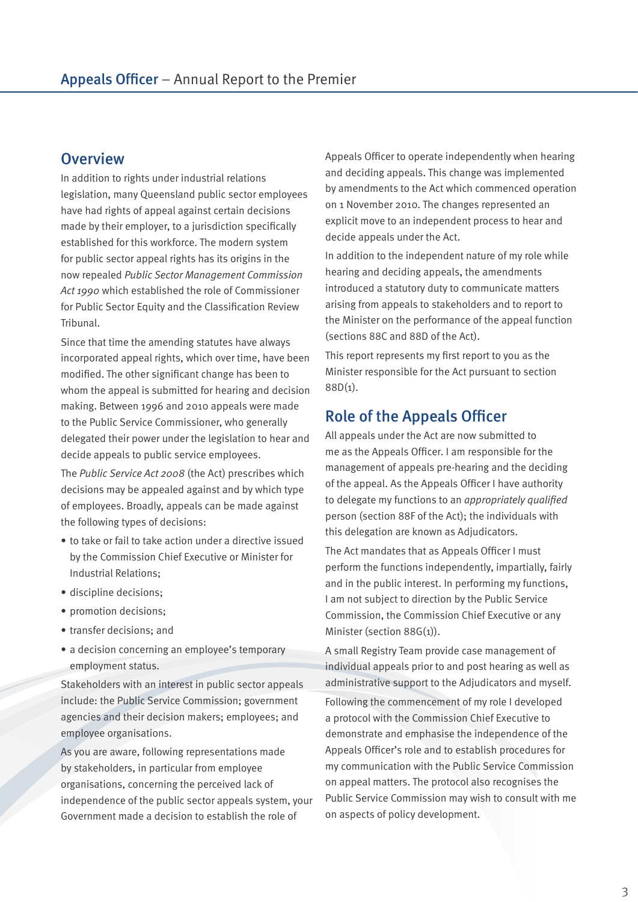## Overview

In addition to rights under industrial relations legislation, many Queensland public sector employees have had rights of appeal against certain decisions made by their employer, to a jurisdiction specifically established for this workforce. The modern system for public sector appeal rights has its origins in the now repealed *Public Sector Management Commission Act 1990* which established the role of Commissioner for Public Sector Equity and the Classification Review Tribunal.

Since that time the amending statutes have always incorporated appeal rights, which over time, have been modified. The other significant change has been to whom the appeal is submitted for hearing and decision making. Between 1996 and 2010 appeals were made to the Public Service Commissioner, who generally delegated their power under the legislation to hear and decide appeals to public service employees.

The *Public Service Act 2008* (the Act) prescribes which decisions may be appealed against and by which type of employees. Broadly, appeals can be made against the following types of decisions:

- to take or fail to take action under a directive issued by the Commission Chief Executive or Minister for Industrial Relations;
- discipline decisions;
- promotion decisions;
- transfer decisions; and
- a decision concerning an employee's temporary employment status.

Stakeholders with an interest in public sector appeals include: the Public Service Commission; government agencies and their decision makers; employees; and employee organisations.

As you are aware, following representations made by stakeholders, in particular from employee organisations, concerning the perceived lack of independence of the public sector appeals system, your Government made a decision to establish the role of Appeals Officer to operate independently when hearing and deciding appeals. This change was implemented by amendments to the Act which commenced operation on 1 November 2010. The changes represented an explicit move to an independent process to hear and decide appeals under the Act.

In addition to the independent nature of my role while hearing and deciding appeals, the amendments introduced a statutory duty to communicate matters arising from appeals to stakeholders and to report to the Minister on the performance of the appeal function (sections 88C and 88D of the Act).

This report represents my first report to you as the Minister responsible for the Act pursuant to section 88D(1).

## Role of the Appeals Officer

All appeals under the Act are now submitted to me as the Appeals Officer. I am responsible for the management of appeals pre-hearing and the deciding of the appeal. As the Appeals Officer I have authority to delegate my functions to an *appropriately qualified* person (section 88F of the Act); the individuals with this delegation are known as Adjudicators.

The Act mandates that as Appeals Officer I must perform the functions independently, impartially, fairly and in the public interest. In performing my functions, I am not subject to direction by the Public Service Commission, the Commission Chief Executive or any Minister (section 88G(1)).

A small Registry Team provide case management of individual appeals prior to and post hearing as well as administrative support to the Adjudicators and myself.

Following the commencement of my role I developed a protocol with the Commission Chief Executive to demonstrate and emphasise the independence of the Appeals Officer's role and to establish procedures for my communication with the Public Service Commission on appeal matters. The protocol also recognises the Public Service Commission may wish to consult with me on aspects of policy development.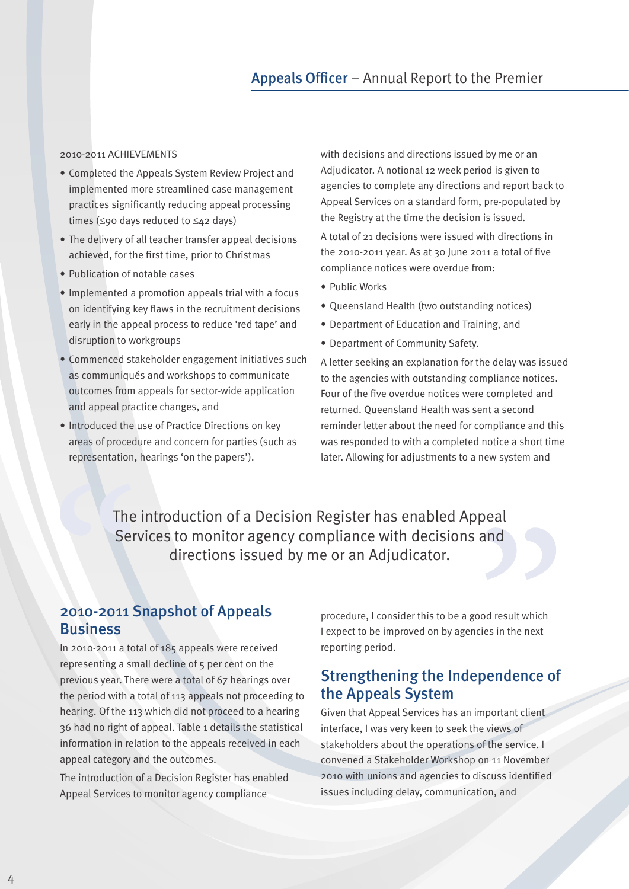2010-2011 ACHIEVEMENTS

- Completed the Appeals System Review Project and implemented more streamlined case management practices significantly reducing appeal processing times (≤90 days reduced to ≤42 days)
- The delivery of all teacher transfer appeal decisions achieved, for the first time, prior to Christmas
- Publication of notable cases
- Implemented a promotion appeals trial with a focus on identifying key flaws in the recruitment decisions early in the appeal process to reduce 'red tape' and disruption to workgroups
- Commenced stakeholder engagement initiatives such as communiqués and workshops to communicate outcomes from appeals for sector-wide application and appeal practice changes, and
- Introduced the use of Practice Directions on key areas of procedure and concern for parties (such as representation, hearings 'on the papers').

## 2010-2011 Snapshot of Appeals Business

In 2010-2011 a total of 185 appeals were received representing a small decline of 5 per cent on the previous year. There were a total of 67 hearings over the period with a total of 113 appeals not proceeding to hearing. Of the 113 which did not proceed to a hearing 36 had no right of appeal. Table 1 details the statistical information in relation to the appeals received in each appeal category and the outcomes.

The introduction of a Decision Register has enabled Appeal Services to monitor agency compliance with decisions and directions issued by me or an Adjudicator. A notional 12 week period is given to agencies to complete any directions and report back to Appeal Services on a standard form, pre-populated by the Registry at the time the decision is issued.

A total of 21 decisions were issued with directions in the 2010-2011 year. As at 30 June 2011 a total of five compliance notices were overdue from:

- Public Works
- Queensland Health (two outstanding notices)
- Department of Education and Training, and
- Department of Community Safety.

A letter seeking an explanation for the delay was issued to the agencies with outstanding compliance notices. Four of the five overdue notices were completed and returned. Queensland Health was sent a second reminder letter about the need for compliance and this was responded to with a completed notice a short time later. Allowing for adjustments to a new system and procedure, I consider this to be a good result which I expect to be improved on by agencies in the next reporting period.

> The introduction of a Decision Register has enabled Appeal Services to monitor agency compliance with decisions and directions issued by me or an Adjudicator.

## Strengthening the Independence of the Appeals System

Given that Appeal Services has an important client interface, I was very keen to seek the views of stakeholders about the operations of the service. I convened a Stakeholder Workshop on 11 November 2010 with unions and agencies to discuss identified issues including delay, communication, and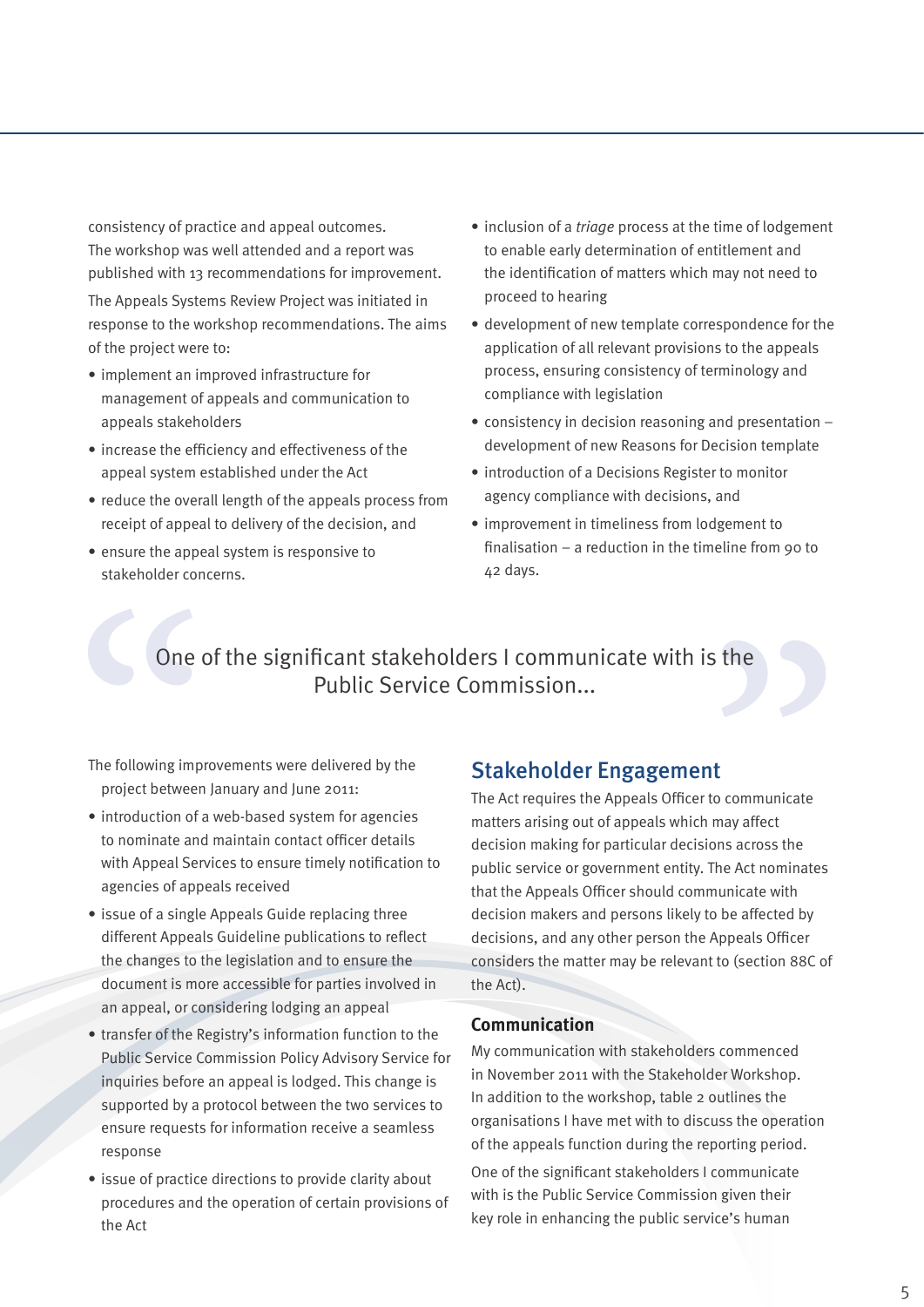consistency of practice and appeal outcomes. The workshop was well attended and a report was published with 13 recommendations for improvement.

The Appeals Systems Review Project was initiated in response to the workshop recommendations. The aims of the project were to:

- implement an improved infrastructure for management of appeals and communication to appeals stakeholders
- increase the efficiency and effectiveness of the appeal system established under the Act
- reduce the overall length of the appeals process from receipt of appeal to delivery of the decision, and
- ensure the appeal system is responsive to stakeholder concerns.

The following improvements were delivered by the project between January and June 2011:

- introduction of a web-based system for agencies to nominate and maintain contact officer details with Appeal Services to ensure timely notification to agencies of appeals received
- issue of a single Appeals Guide replacing three different Appeals Guideline publications to reflect the changes to the legislation and to ensure the document is more accessible for parties involved in an appeal, or considering lodging an appeal
- transfer of the Registry's information function to the Public Service Commission Policy Advisory Service for inquiries before an appeal is lodged. This change is supported by a protocol between the two services to ensure requests for information receive a seamless response
- issue of practice directions to provide clarity about procedures and the operation of certain provisions of the Act
- inclusion of a *triage* process at the time of lodgement to enable early determination of entitlement and the identification of matters which may not need to proceed to hearing
- development of new template correspondence for the application of all relevant provisions to the appeals process, ensuring consistency of terminology and compliance with legislation
- consistency in decision reasoning and presentation – development of new Reasons for Decision template
- introduction of a Decisions Register to monitor agency compliance with decisions, and
- improvement in timeliness from lodgement to finalisation – a reduction in the timeline from 90 to 42 days.

> One of the significant stakeholders I communicate with is the Public Service Commission...

## Stakeholder Engagement

The Act requires the Appeals Officer to communicate matters arising out of appeals which may affect decision making for particular decisions across the public service or government entity. The Act nominates that the Appeals Officer should communicate with decision makers and persons likely to be affected by decisions, and any other person the Appeals Officer considers the matter may be relevant to (section 88C of the Act).

### Communication

My communication with stakeholders commenced in November 2011 with the Stakeholder Workshop. In addition to the workshop, table 2 outlines the organisations I have met with to discuss the operation of the appeals function during the reporting period.

One of the significant stakeholders I communicate with is the Public Service Commission given their key role in enhancing the public service's human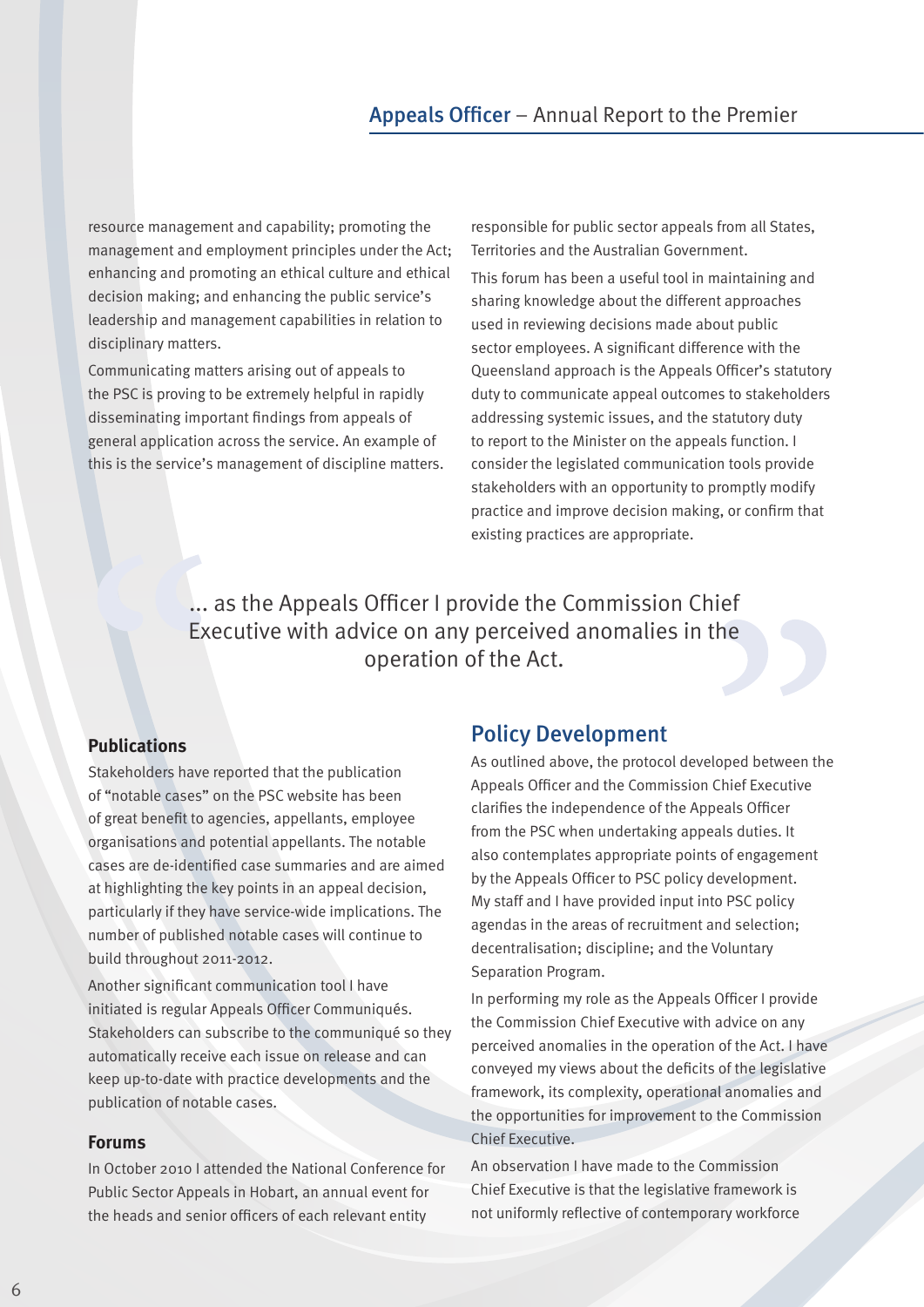resource management and capability; promoting the management and employment principles under the Act; enhancing and promoting an ethical culture and ethical decision making; and enhancing the public service's leadership and management capabilities in relation to disciplinary matters.

Communicating matters arising out of appeals to the PSC is proving to be extremely helpful in rapidly disseminating important findings from appeals of general application across the service. An example of this is the service's management of discipline matters.

responsible for public sector appeals from all States, Territories and the Australian Government.

This forum has been a useful tool in maintaining and sharing knowledge about the different approaches used in reviewing decisions made about public sector employees. A significant difference with the Queensland approach is the Appeals Officer's statutory duty to communicate appeal outcomes to stakeholders addressing systemic issues, and the statutory duty to report to the Minister on the appeals function. I consider the legislated communication tools provide stakeholders with an opportunity to promptly modify practice and improve decision making, or confirm that existing practices are appropriate.

> ... as the Appeals Officer I provide the Commission Chief Executive with advice on any perceived anomalies in the operation of the Act.

### Publications

Stakeholders have reported that the publication of "notable cases" on the PSC website has been of great benefit to agencies, appellants, employee organisations and potential appellants. The notable cases are de-identified case summaries and are aimed at highlighting the key points in an appeal decision, particularly if they have service-wide implications. The number of published notable cases will continue to build throughout 2011-2012.

Another significant communication tool I have initiated is regular Appeals Officer Communiqués. Stakeholders can subscribe to the communiqué so they automatically receive each issue on release and can keep up-to-date with practice developments and the publication of notable cases.

### Forums

In October 2010 I attended the National Conference for Public Sector Appeals in Hobart, an annual event for the heads and senior officers of each relevant entity

## Policy Development

As outlined above, the protocol developed between the Appeals Officer and the Commission Chief Executive clarifies the independence of the Appeals Officer from the PSC when undertaking appeals duties. It also contemplates appropriate points of engagement by the Appeals Officer to PSC policy development. My staff and I have provided input into PSC policy agendas in the areas of recruitment and selection; decentralisation; discipline; and the Voluntary Separation Program.

In performing my role as the Appeals Officer I provide the Commission Chief Executive with advice on any perceived anomalies in the operation of the Act. I have conveyed my views about the deficits of the legislative framework, its complexity, operational anomalies and the opportunities for improvement to the Commission Chief Executive.

An observation I have made to the Commission Chief Executive is that the legislative framework is not uniformly reflective of contemporary workforce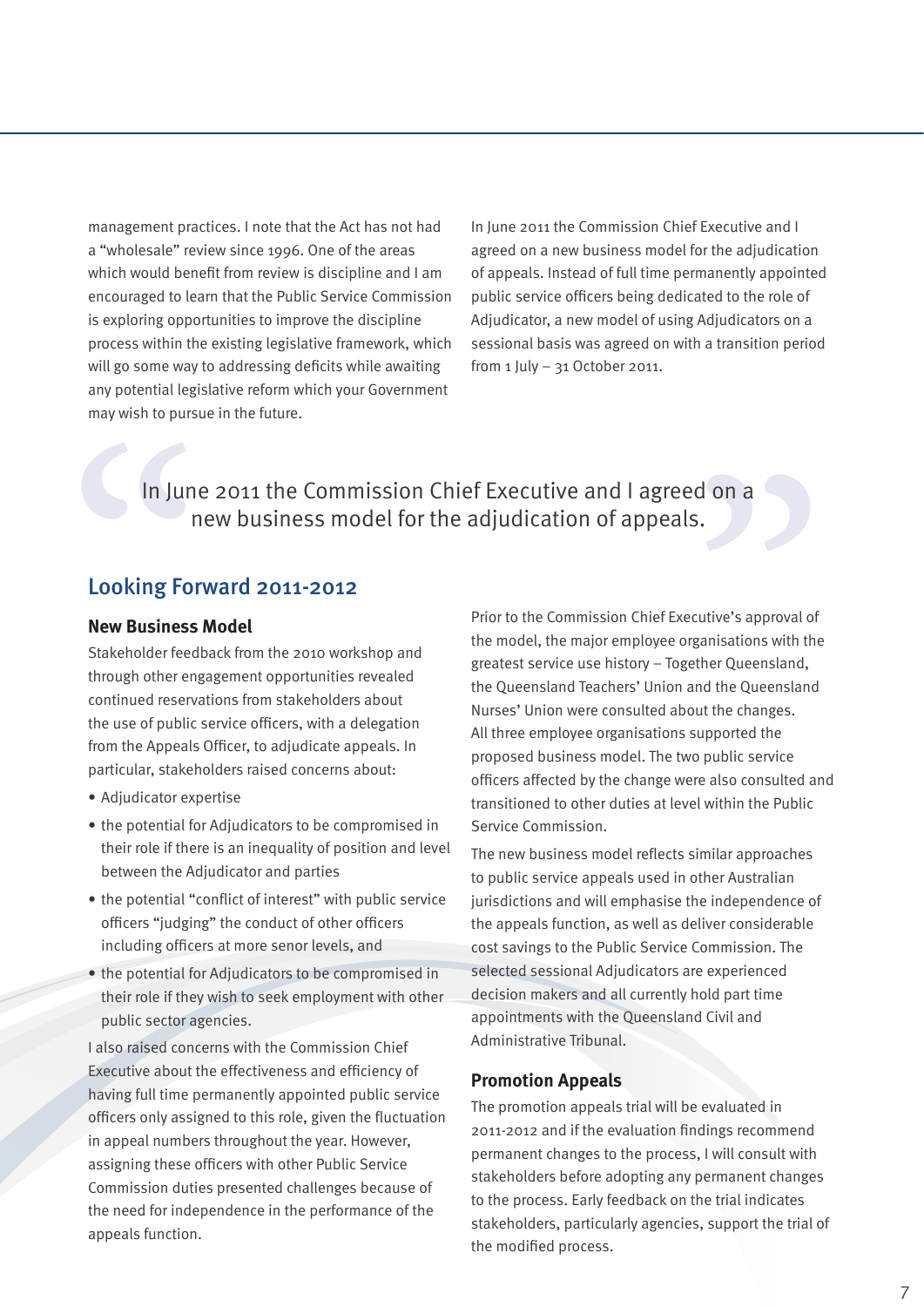management practices. I note that the Act has not had a "wholesale" review since 1996. One of the areas which would benefit from review is discipline and I am encouraged to learn that the Public Service Commission is exploring opportunities to improve the discipline process within the existing legislative framework, which will go some way to addressing deficits while awaiting any potential legislative reform which your Government may wish to pursue in the future.

In June 2011 the Commission Chief Executive and I agreed on a new business model for the adjudication of appeals. Instead of full time permanently appointed public service officers being dedicated to the role of Adjudicator, a new model of using Adjudicators on a sessional basis was agreed on with a transition period from 1 July – 31 October 2011.

> "In June 2011 the Commission Chief Executive and I agreed on a new business model for the adjudication of appeals."

## Looking Forward 2011-2012

### New Business Model

Stakeholder feedback from the 2010 workshop and through other engagement opportunities revealed continued reservations from stakeholders about the use of public service officers, with a delegation from the Appeals Officer, to adjudicate appeals. In particular, stakeholders raised concerns about:

- Adjudicator expertise
- the potential for Adjudicators to be compromised in their role if there is an inequality of position and level between the Adjudicator and parties
- the potential "conflict of interest" with public service officers "judging" the conduct of other officers including officers at more senor levels, and
- the potential for Adjudicators to be compromised in their role if they wish to seek employment with other public sector agencies.

I also raised concerns with the Commission Chief Executive about the effectiveness and efficiency of having full time permanently appointed public service officers only assigned to this role, given the fluctuation in appeal numbers throughout the year. However, assigning these officers with other Public Service Commission duties presented challenges because of the need for independence in the performance of the appeals function.

Prior to the Commission Chief Executive's approval of the model, the major employee organisations with the greatest service use history – Together Queensland, the Queensland Teachers' Union and the Queensland Nurses' Union were consulted about the changes. All three employee organisations supported the proposed business model. The two public service officers affected by the change were also consulted and transitioned to other duties at level within the Public Service Commission.

The new business model reflects similar approaches to public service appeals used in other Australian jurisdictions and will emphasise the independence of the appeals function, as well as deliver considerable cost savings to the Public Service Commission. The selected sessional Adjudicators are experienced decision makers and all currently hold part time appointments with the Queensland Civil and Administrative Tribunal.

### Promotion Appeals

The promotion appeals trial will be evaluated in 2011-2012 and if the evaluation findings recommend permanent changes to the process, I will consult with stakeholders before adopting any permanent changes to the process. Early feedback on the trial indicates stakeholders, particularly agencies, support the trial of the modified process.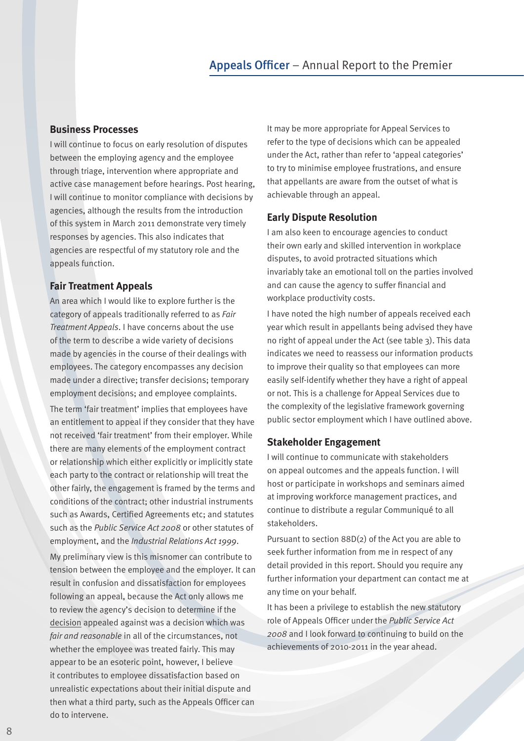## Business Processes

I will continue to focus on early resolution of disputes between the employing agency and the employee through triage, intervention where appropriate and active case management before hearings. Post hearing, I will continue to monitor compliance with decisions by agencies, although the results from the introduction of this system in March 2011 demonstrate very timely responses by agencies. This also indicates that agencies are respectful of my statutory role and the appeals function.

## Fair Treatment Appeals

An area which I would like to explore further is the category of appeals traditionally referred to as *Fair Treatment Appeals*. I have concerns about the use of the term to describe a wide variety of decisions made by agencies in the course of their dealings with employees. The category encompasses any decision made under a directive; transfer decisions; temporary employment decisions; and employee complaints.

The term 'fair treatment' implies that employees have an entitlement to appeal if they consider that they have not received 'fair treatment' from their employer. While there are many elements of the employment contract or relationship which either explicitly or implicitly state each party to the contract or relationship will treat the other fairly, the engagement is framed by the terms and conditions of the contract; other industrial instruments such as Awards, Certified Agreements etc; and statutes such as the *Public Service Act 2008* or other statutes of employment, and the *Industrial Relations Act 1999*.

My preliminary view is this misnomer can contribute to tension between the employee and the employer. It can result in confusion and dissatisfaction for employees following an appeal, because the Act only allows me to review the agency's decision to determine if the <u>decision</u> appealed against was a decision which was *fair and reasonable* in all of the circumstances, not whether the employee was treated fairly. This may appear to be an esoteric point, however, I believe it contributes to employee dissatisfaction based on unrealistic expectations about their initial dispute and then what a third party, such as the Appeals Officer can do to intervene.

It may be more appropriate for Appeal Services to refer to the type of decisions which can be appealed under the Act, rather than refer to 'appeal categories' to try to minimise employee frustrations, and ensure that appellants are aware from the outset of what is achievable through an appeal.

## Early Dispute Resolution

I am also keen to encourage agencies to conduct their own early and skilled intervention in workplace disputes, to avoid protracted situations which invariably take an emotional toll on the parties involved and can cause the agency to suffer financial and workplace productivity costs.

I have noted the high number of appeals received each year which result in appellants being advised they have no right of appeal under the Act (see table 3). This data indicates we need to reassess our information products to improve their quality so that employees can more easily self-identify whether they have a right of appeal or not. This is a challenge for Appeal Services due to the complexity of the legislative framework governing public sector employment which I have outlined above.

## Stakeholder Engagement

I will continue to communicate with stakeholders on appeal outcomes and the appeals function. I will host or participate in workshops and seminars aimed at improving workforce management practices, and continue to distribute a regular Communiqué to all stakeholders.

Pursuant to section 88D(2) of the Act you are able to seek further information from me in respect of any detail provided in this report. Should you require any further information your department can contact me at any time on your behalf.

It has been a privilege to establish the new statutory role of Appeals Officer under the *Public Service Act 2008* and I look forward to continuing to build on the achievements of 2010-2011 in the year ahead.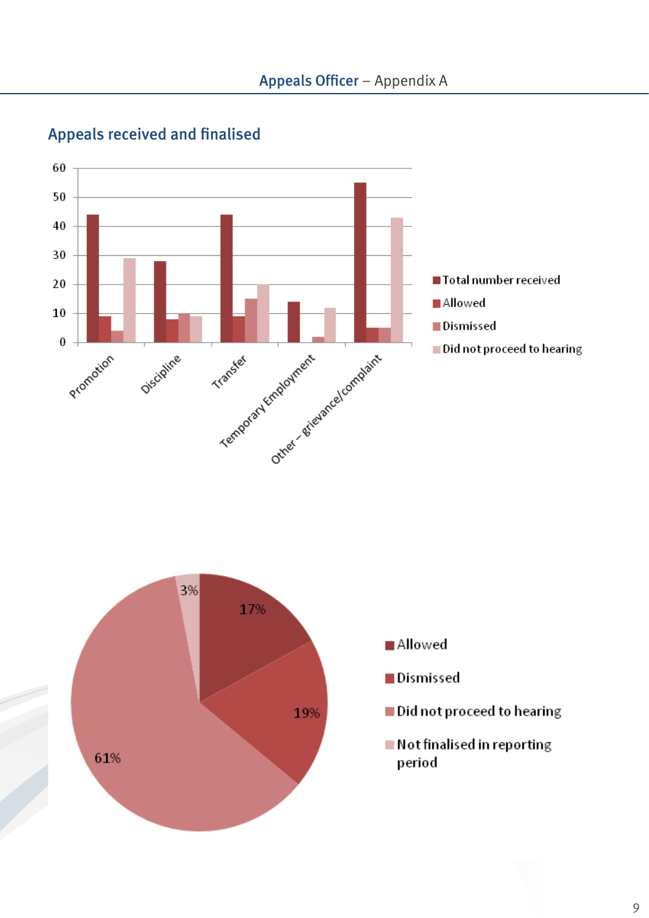## Appeals received and finalised

| | Total number received | Allowed | Dismissed | Did not proceed to hearing |
|---|---|---|---|---|
| Promotion | 44 | 9 | 4 | 29 |
| Discipline | 28 | 8 | 10 | 9 |
| Transfer | 44 | 9 | 15 | 20 |
| Temporary Employment | 14 | | 2 | 12 |
| Other – grievance/complaint | 55 | 5 | 5 | 43 |

| | % |
|---|---|
| Allowed | 17% |
| Dismissed | 19% |
| Did not proceed to hearing | 61% |
| Not finalised in reporting period | 3% |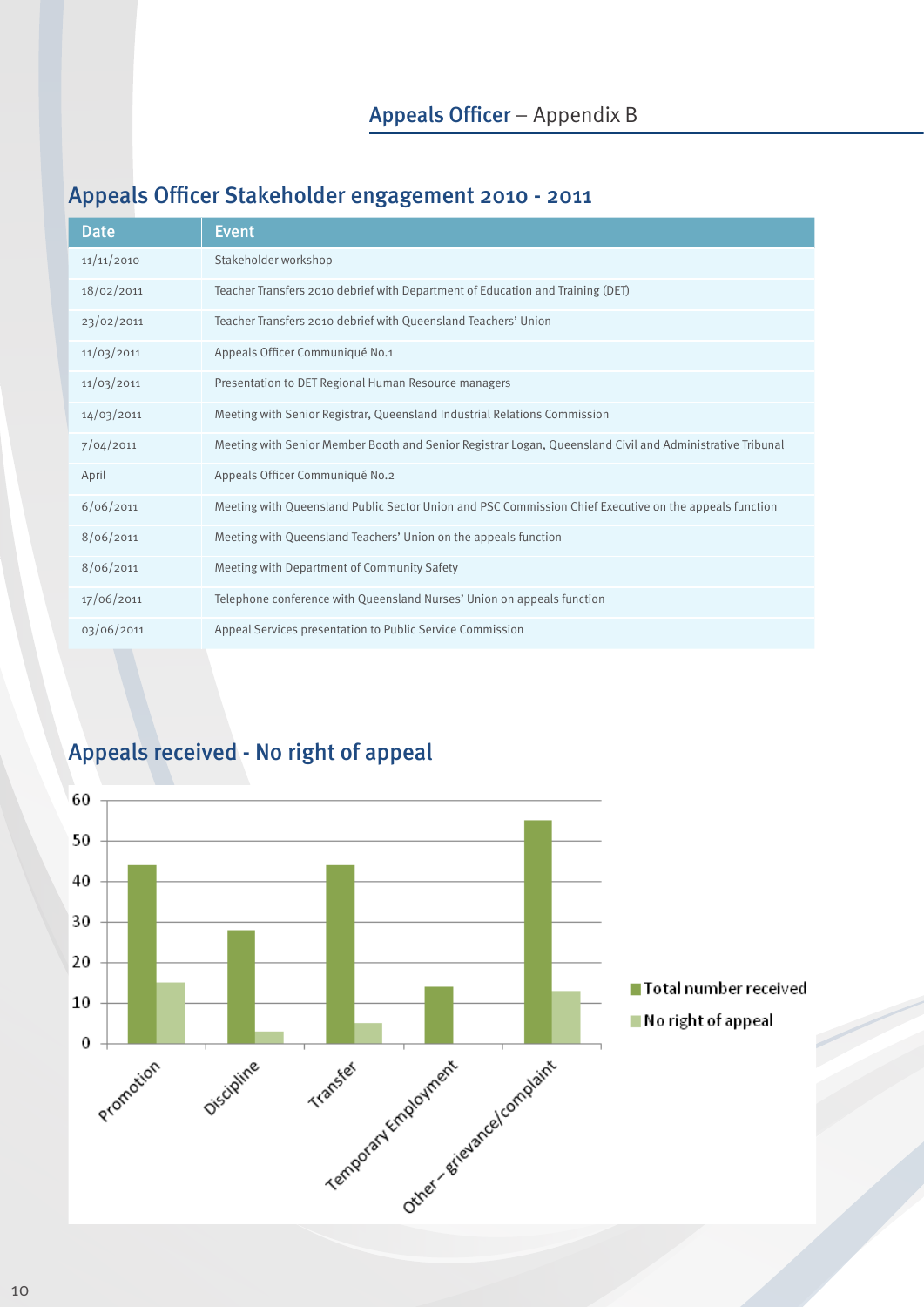## Appeals Officer Stakeholder engagement 2010 - 2011

| Date | Event |
|---|---|
| 11/11/2010 | Stakeholder workshop |
| 18/02/2011 | Teacher Transfers 2010 debrief with Department of Education and Training (DET) |
| 23/02/2011 | Teacher Transfers 2010 debrief with Queensland Teachers' Union |
| 11/03/2011 | Appeals Officer Communiqué No.1 |
| 11/03/2011 | Presentation to DET Regional Human Resource managers |
| 14/03/2011 | Meeting with Senior Registrar, Queensland Industrial Relations Commission |
| 7/04/2011 | Meeting with Senior Member Booth and Senior Registrar Logan, Queensland Civil and Administrative Tribunal |
| April | Appeals Officer Communiqué No.2 |
| 6/06/2011 | Meeting with Queensland Public Sector Union and PSC Commission Chief Executive on the appeals function |
| 8/06/2011 | Meeting with Queensland Teachers' Union on the appeals function |
| 8/06/2011 | Meeting with Department of Community Safety |
| 17/06/2011 | Telephone conference with Queensland Nurses' Union on appeals function |
| 03/06/2011 | Appeal Services presentation to Public Service Commission |

## Appeals received - No right of appeal

| Category | Total number received | No right of appeal |
|---|---|---|
| Promotion | 44 | 15 |
| Discipline | 28 | 3 |
| Transfer | 44 | 5 |
| Temporary Employment | 14 | 0 |
| Other – grievance/complaint | 55 | 13 |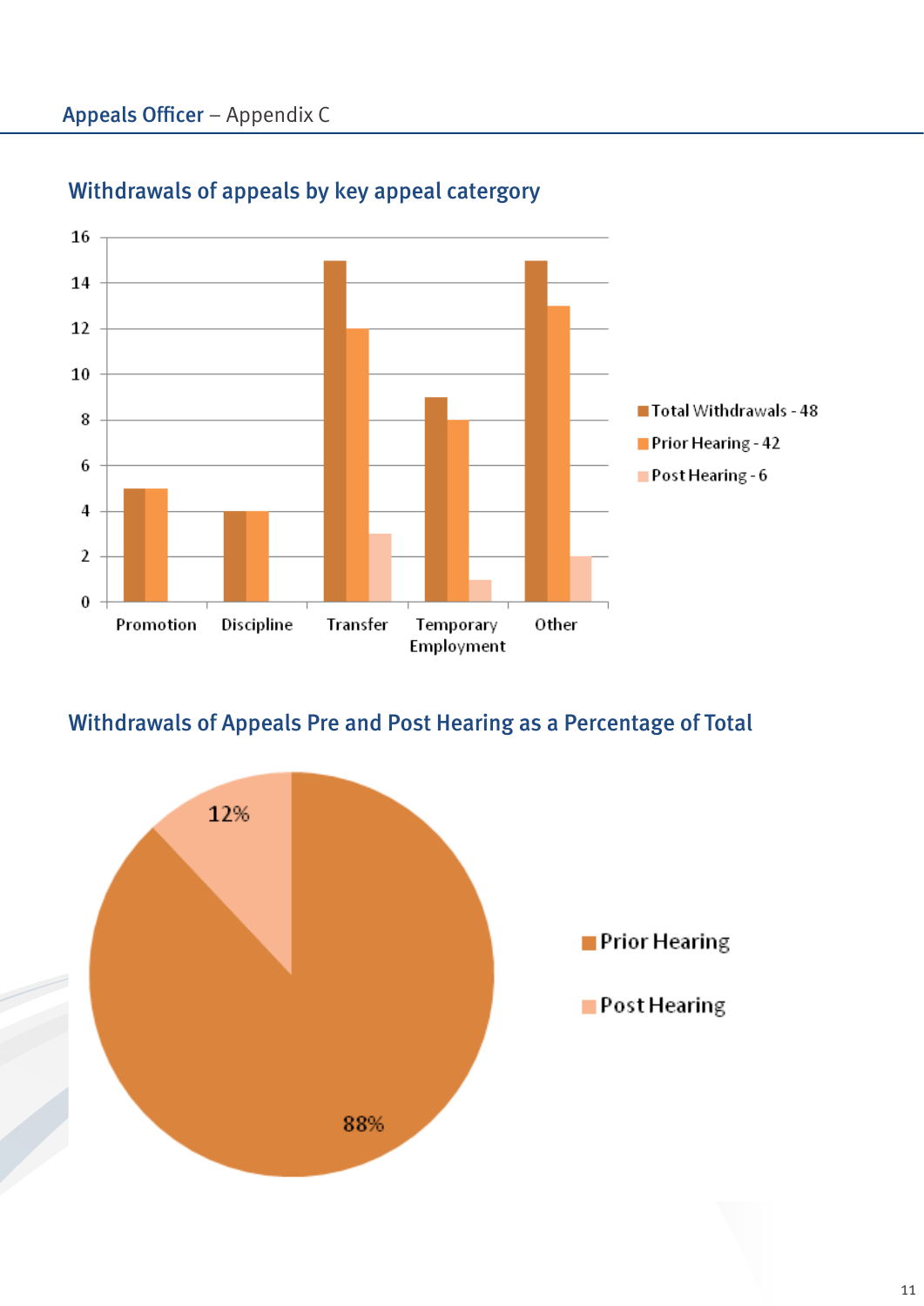## Withdrawals of appeals by key appeal catergory

| | Total Withdrawals - 48 | Prior Hearing - 42 | Post Hearing - 6 |
|---|---|---|---|
| Promotion | 5 | 5 | |
| Discipline | 4 | 4 | |
| Transfer | 15 | 12 | 3 |
| Temporary Employment | 9 | 8 | 1 |
| Other | 15 | 13 | 2 |

## Withdrawals of Appeals Pre and Post Hearing as a Percentage of Total

| | Percentage |
|---|---|
| Prior Hearing | 88% |
| Post Hearing | 12% |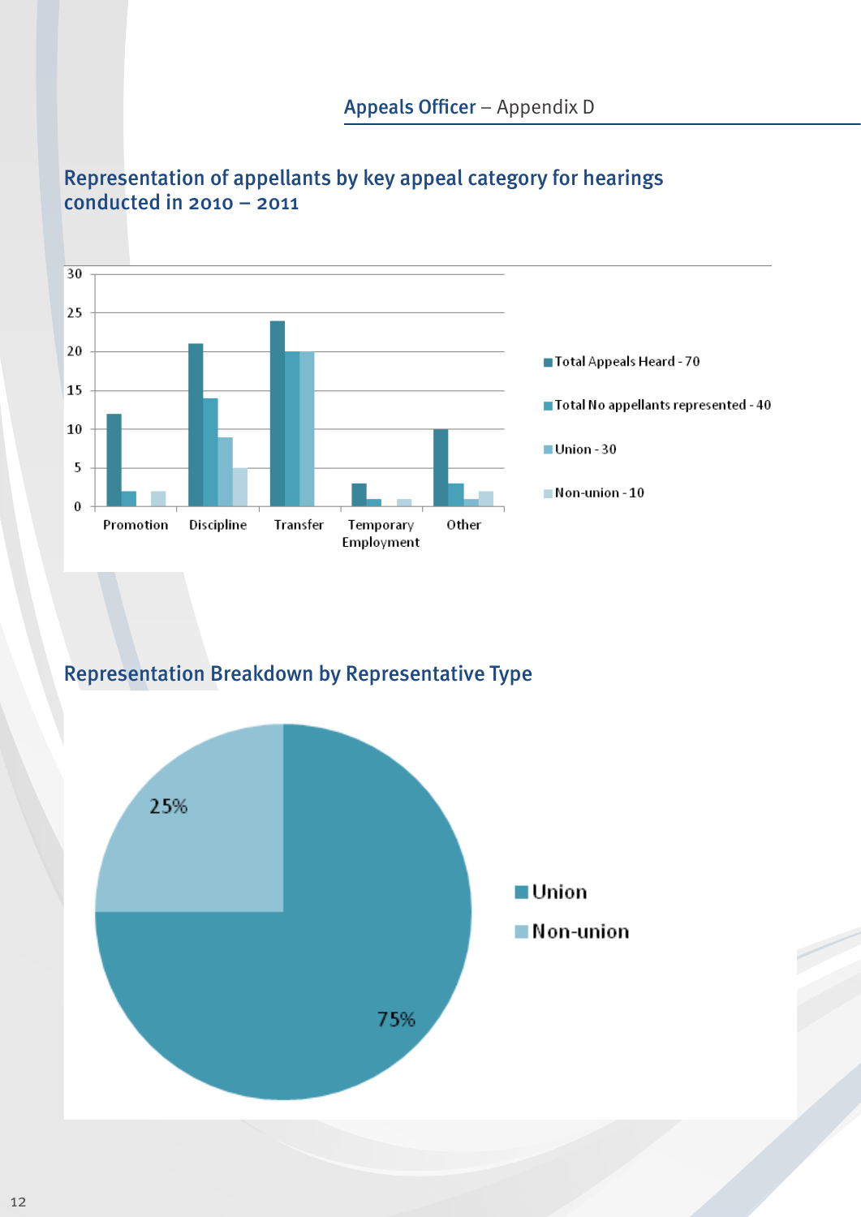## Representation of appellants by key appeal category for hearings conducted in 2010 – 2011

| | Promotion | Discipline | Transfer | Temporary Employment | Other |
|---|---|---|---|---|---|
| Total Appeals Heard - 70 | 12 | 21 | 24 | 3 | 10 |
| Total No appellants represented - 40 | 2 | 14 | 20 | 1 | 3 |
| Union - 30 | 0 | 9 | 20 | 0 | 1 |
| Non-union - 10 | 2 | 5 | 0 | 1 | 2 |

## Representation Breakdown by Representative Type

| Representative Type | Percentage |
|---|---|
| Union | 75% |
| Non-union | 25% |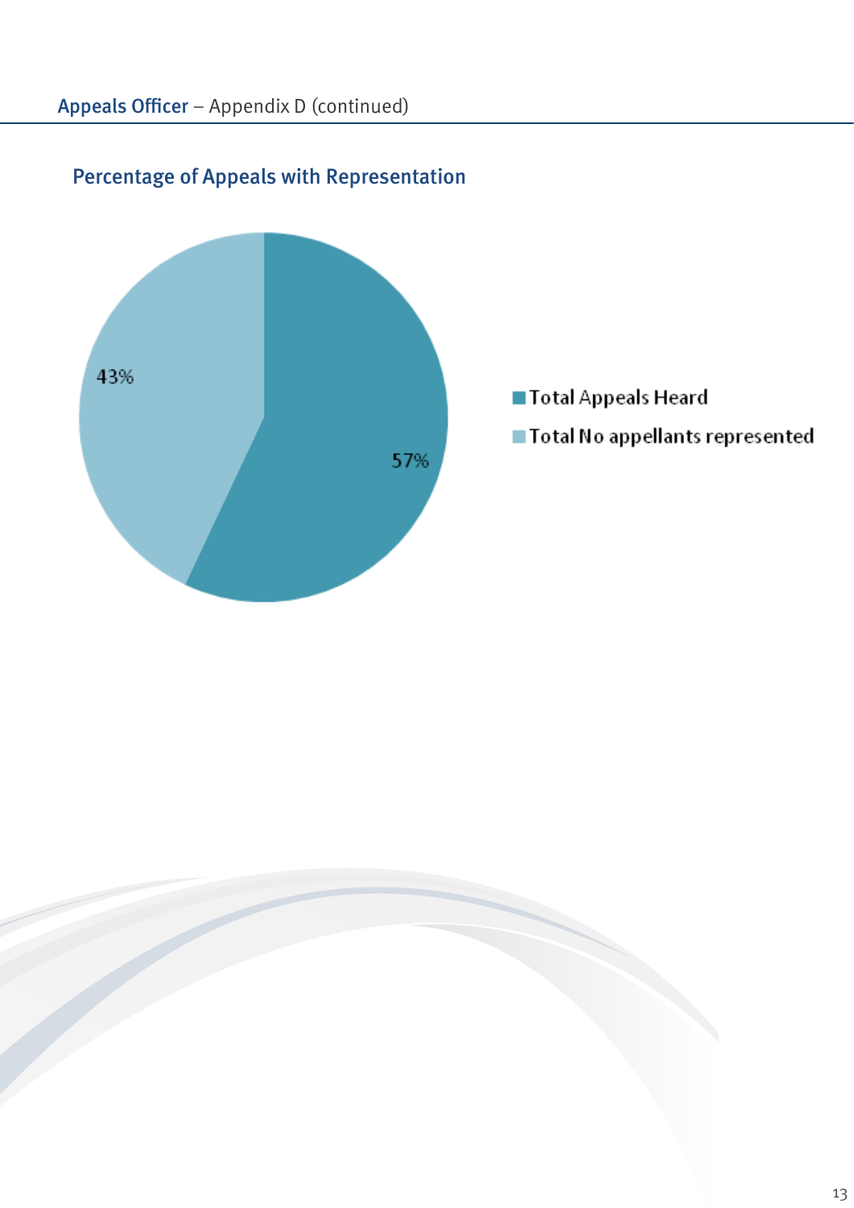## Percentage of Appeals with Representation

43%

57%

Total Appeals Heard

Total No appellants represented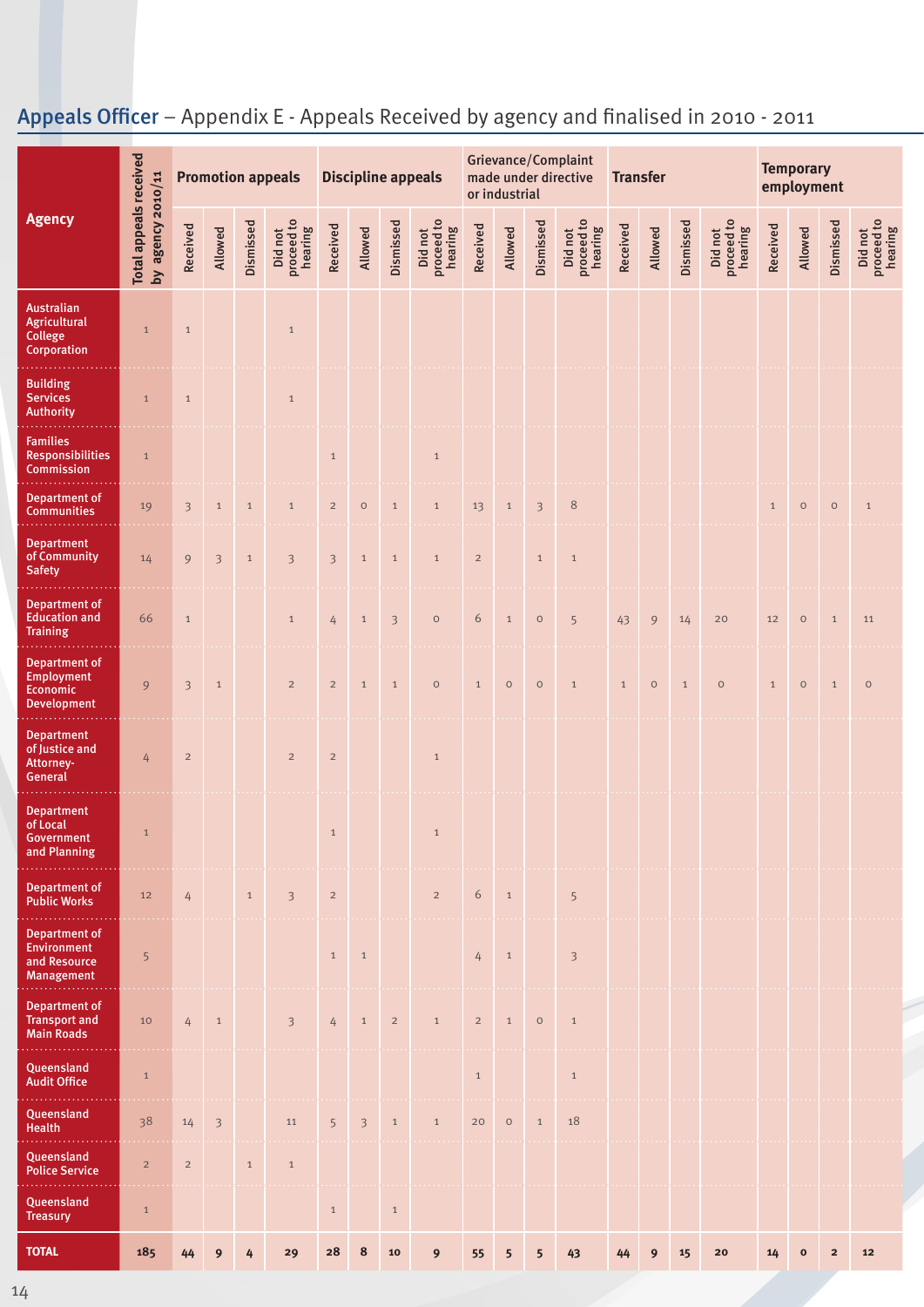## Appeals Officer – Appendix E - Appeals Received by agency and finalised in 2010 - 2011

| Agency | Total appeals received by agency 2010/11 | Promotion appeals | | | | Discipline appeals | | | | Grievance/Complaint made under directive or industrial | | | | Transfer | | | | Temporary employment | | | |
|---|---|---|---|---|---|---|---|---|---|---|---|---|---|---|---|---|---|---|---|---|---|
| | | Received | Allowed | Dismissed | Did not proceed to hearing | Received | Allowed | Dismissed | Did not proceed to hearing | Received | Allowed | Dismissed | Did not proceed to hearing | Received | Allowed | Dismissed | Did not proceed to hearing | Received | Allowed | Dismissed | Did not proceed to hearing |
| Australian Agricultural College Corporation | 1 | 1 | | | 1 | | | | | | | | | | | | | | | | |
| Building Services Authority | 1 | 1 | | | 1 | | | | | | | | | | | | | | | | |
| Families Responsibilities Commission | 1 | | | | | 1 | | | 1 | | | | | | | | | | | | |
| Department of Communities | 19 | 3 | 1 | 1 | 1 | 2 | 0 | 1 | 1 | 13 | 1 | 3 | 8 | | | | | 1 | 0 | 0 | 1 |
| Department of Community Safety | 14 | 9 | 3 | 1 | 3 | 3 | 1 | 1 | 1 | 2 | | 1 | 1 | | | | | | | | |
| Department of Education and Training | 66 | 1 | | | 1 | 4 | 1 | 3 | 0 | 6 | 1 | 0 | 5 | 43 | 9 | 14 | 20 | 12 | 0 | 1 | 11 |
| Department of Employment Economic Development | 9 | 3 | 1 | | 2 | 2 | 1 | 1 | 0 | 1 | 0 | 0 | 1 | 1 | 0 | 1 | 0 | 1 | 0 | 1 | 0 |
| Department of Justice and Attorney-General | 4 | 2 | | | 2 | 2 | | | 1 | | | | | | | | | | | | |
| Department of Local Government and Planning | 1 | | | | | 1 | | | 1 | | | | | | | | | | | | |
| Department of Public Works | 12 | 4 | | 1 | 3 | 2 | | | 2 | 6 | 1 | | 5 | | | | | | | | |
| Department of Environment and Resource Management | 5 | | | | | 1 | 1 | | | 4 | 1 | | 3 | | | | | | | | |
| Department of Transport and Main Roads | 10 | 4 | 1 | | 3 | 4 | 1 | 2 | 1 | 2 | 1 | 0 | 1 | | | | | | | | |
| Queensland Audit Office | 1 | | | | | | | | | 1 | | | 1 | | | | | | | | |
| Queensland Health | 38 | 14 | 3 | | 11 | 5 | 3 | 1 | 1 | 20 | 0 | 1 | 18 | | | | | | | | |
| Queensland Police Service | 2 | 2 | | 1 | 1 | | | | | | | | | | | | | | | | |
| Queensland Treasury | 1 | | | | | 1 | | 1 | | | | | | | | | | | | | |
| **TOTAL** | **185** | **44** | **9** | **4** | **29** | **28** | **8** | **10** | **9** | **55** | **5** | **5** | **43** | **44** | **9** | **15** | **20** | **14** | **0** | **2** | **12** |